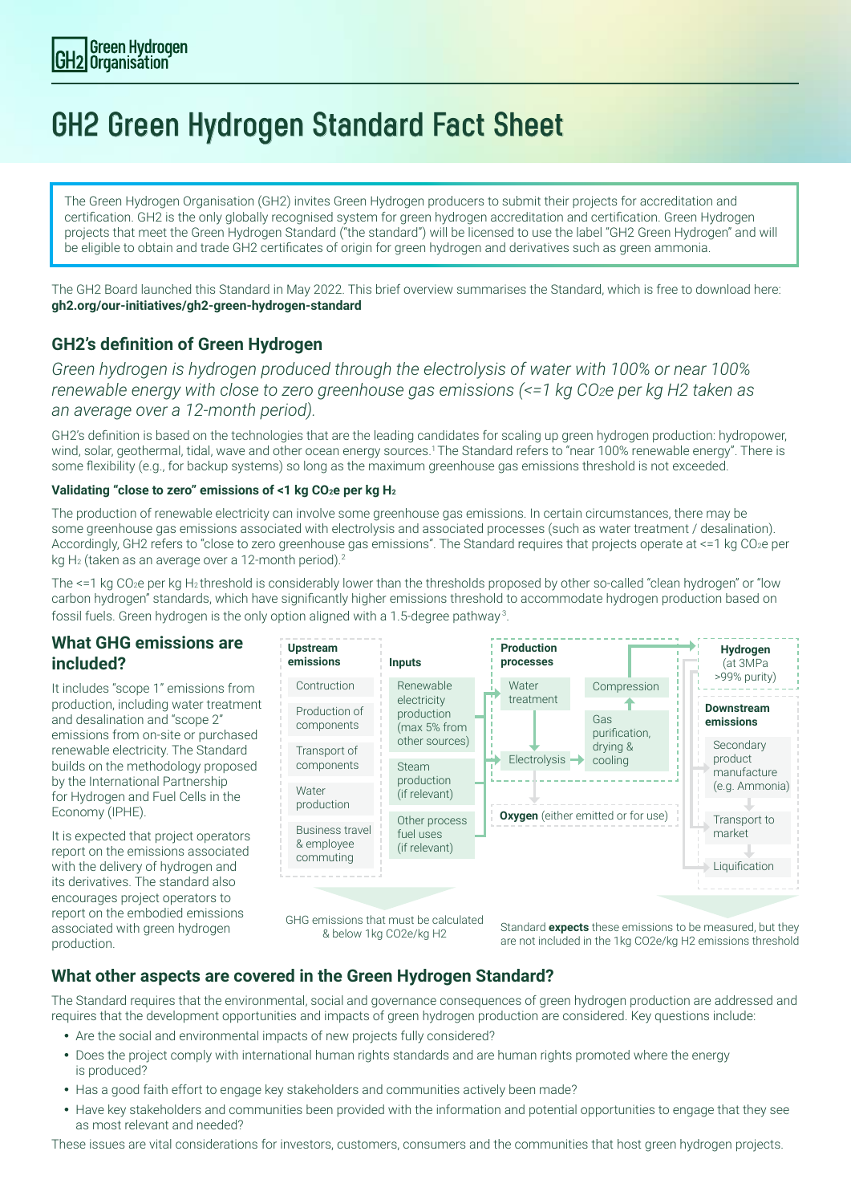# GH2 Green Hydrogen Standard Fact Sheet

The Green Hydrogen Organisation (GH2) invites Green Hydrogen producers to submit their projects for accreditation and certification. GH2 is the only globally recognised system for green hydrogen accreditation and certification. Green Hydrogen projects that meet the Green Hydrogen Standard ("the standard") will be licensed to use the label "GH2 Green Hydrogen" and will be eligible to obtain and trade GH2 certificates of origin for green hydrogen and derivatives such as green ammonia.

The GH2 Board launched this Standard in May 2022. This brief overview summarises the Standard, which is free to download here: **gh2.org/our-initiatives/gh2-green-hydrogen-standard**

## GH2's definition of Green Hydrogen

*Green hydrogen is hydrogen produced through the electrolysis of water with 100% or near 100% renewable energy with close to zero greenhouse gas emissions (<=1 kg $CO_2e$ per kg H2 taken as an average over a 12-month period).*

GH2's definition is based on the technologies that are the leading candidates for scaling up green hydrogen production: hydropower, wind, solar, geothermal, tidal, wave and other ocean energy sources.[1] The Standard refers to "near 100% renewable energy". There is some flexibility (e.g., for backup systems) so long as the maximum greenhouse gas emissions threshold is not exceeded.

#### Validating "close to zero" emissions of <1 kg $CO_2e$ per kg $H_2$

The production of renewable electricity can involve some greenhouse gas emissions. In certain circumstances, there may be some greenhouse gas emissions associated with electrolysis and associated processes (such as water treatment / desalination). Accordingly, GH2 refers to "close to zero greenhouse gas emissions". The Standard requires that projects operate at <=1 kg $CO_2e$ per kg $H_2$ (taken as an average over a 12-month period).[2]

The <=1 kg $CO_2e$ per kg $H_2$ threshold is considerably lower than the thresholds proposed by other so-called "clean hydrogen" or "low carbon hydrogen" standards, which have significantly higher emissions threshold to accommodate hydrogen production based on fossil fuels. Green hydrogen is the only option aligned with a 1.5-degree pathway[3].

## What GHG emissions are included?

It includes "scope 1" emissions from production, including water treatment and desalination and "scope 2" emissions from on-site or purchased renewable electricity. The Standard builds on the methodology proposed by the International Partnership for Hydrogen and Fuel Cells in the Economy (IPHE).

It is expected that project operators report on the emissions associated with the delivery of hydrogen and its derivatives. The standard also encourages project operators to report on the embodied emissions associated with green hydrogen production.

**Upstream emissions**
- Contruction
- Production of components
- Transport of components
- Water production
- Business travel & employee commuting

**Inputs**
- Renewable electricity production (max 5% from other sources)
- Steam production (if relevant)
- Other process fuel uses (if relevant)

**Production processes**
- Water treatment → Electrolysis → Gas purification, drying & cooling → Compression
- **Oxygen** (either emitted or for use)

**Hydrogen** (at 3MPa >99% purity)

**Downstream emissions**
- Secondary product manufacture (e.g. Ammonia)
- Transport to market
- Liquification

GHG emissions that must be calculated & below 1kg CO2e/kg H2

Standard **expects** these emissions to be measured, but they are not included in the 1kg CO2e/kg H2 emissions threshold

## What other aspects are covered in the Green Hydrogen Standard?

The Standard requires that the environmental, social and governance consequences of green hydrogen production are addressed and requires that the development opportunities and impacts of green hydrogen production are considered. Key questions include:

- Are the social and environmental impacts of new projects fully considered?
- Does the project comply with international human rights standards and are human rights promoted where the energy is produced?
- Has a good faith effort to engage key stakeholders and communities actively been made?
- Have key stakeholders and communities been provided with the information and potential opportunities to engage that they see as most relevant and needed?

These issues are vital considerations for investors, customers, consumers and the communities that host green hydrogen projects.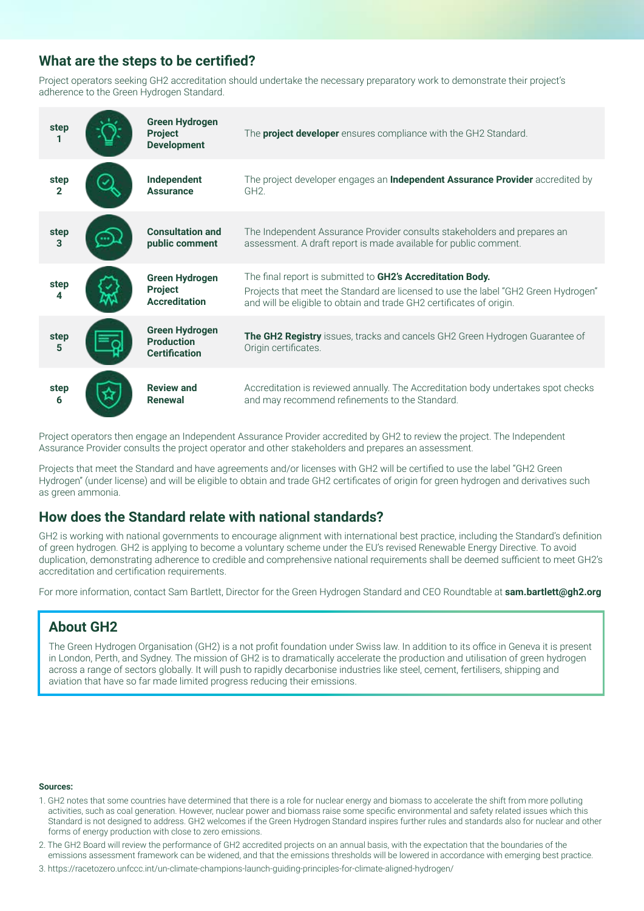## What are the steps to be certified?

Project operators seeking GH2 accreditation should undertake the necessary preparatory work to demonstrate their project's adherence to the Green Hydrogen Standard.

| | | |
|---|---|---|
| **step 1** | **Green Hydrogen Project Development** | The **project developer** ensures compliance with the GH2 Standard. |
| **step 2** | **Independent Assurance** | The project developer engages an **Independent Assurance Provider** accredited by GH2. |
| **step 3** | **Consultation and public comment** | The Independent Assurance Provider consults stakeholders and prepares an assessment. A draft report is made available for public comment. |
| **step 4** | **Green Hydrogen Project Accreditation** | The final report is submitted to **GH2's Accreditation Body.** Projects that meet the Standard are licensed to use the label "GH2 Green Hydrogen" and will be eligible to obtain and trade GH2 certificates of origin. |
| **step 5** | **Green Hydrogen Production Certification** | **The GH2 Registry** issues, tracks and cancels GH2 Green Hydrogen Guarantee of Origin certificates. |
| **step 6** | **Review and Renewal** | Accreditation is reviewed annually. The Accreditation body undertakes spot checks and may recommend refinements to the Standard. |

Project operators then engage an Independent Assurance Provider accredited by GH2 to review the project. The Independent Assurance Provider consults the project operator and other stakeholders and prepares an assessment.

Projects that meet the Standard and have agreements and/or licenses with GH2 will be certified to use the label "GH2 Green Hydrogen" (under license) and will be eligible to obtain and trade GH2 certificates of origin for green hydrogen and derivatives such as green ammonia.

## How does the Standard relate with national standards?

GH2 is working with national governments to encourage alignment with international best practice, including the Standard's definition of green hydrogen. GH2 is applying to become a voluntary scheme under the EU's revised Renewable Energy Directive. To avoid duplication, demonstrating adherence to credible and comprehensive national requirements shall be deemed sufficient to meet GH2's accreditation and certification requirements.

For more information, contact Sam Bartlett, Director for the Green Hydrogen Standard and CEO Roundtable at **sam.bartlett@gh2.org**

## About GH2

The Green Hydrogen Organisation (GH2) is a not profit foundation under Swiss law. In addition to its office in Geneva it is present in London, Perth, and Sydney. The mission of GH2 is to dramatically accelerate the production and utilisation of green hydrogen across a range of sectors globally. It will push to rapidly decarbonise industries like steel, cement, fertilisers, shipping and aviation that have so far made limited progress reducing their emissions.

**Sources:**

1. GH2 notes that some countries have determined that there is a role for nuclear energy and biomass to accelerate the shift from more polluting activities, such as coal generation. However, nuclear power and biomass raise some specific environmental and safety related issues which this Standard is not designed to address. GH2 welcomes if the Green Hydrogen Standard inspires further rules and standards also for nuclear and other forms of energy production with close to zero emissions.
2. The GH2 Board will review the performance of GH2 accredited projects on an annual basis, with the expectation that the boundaries of the emissions assessment framework can be widened, and that the emissions thresholds will be lowered in accordance with emerging best practice.
3. https://racetozero.unfccc.int/un-climate-champions-launch-guiding-principles-for-climate-aligned-hydrogen/